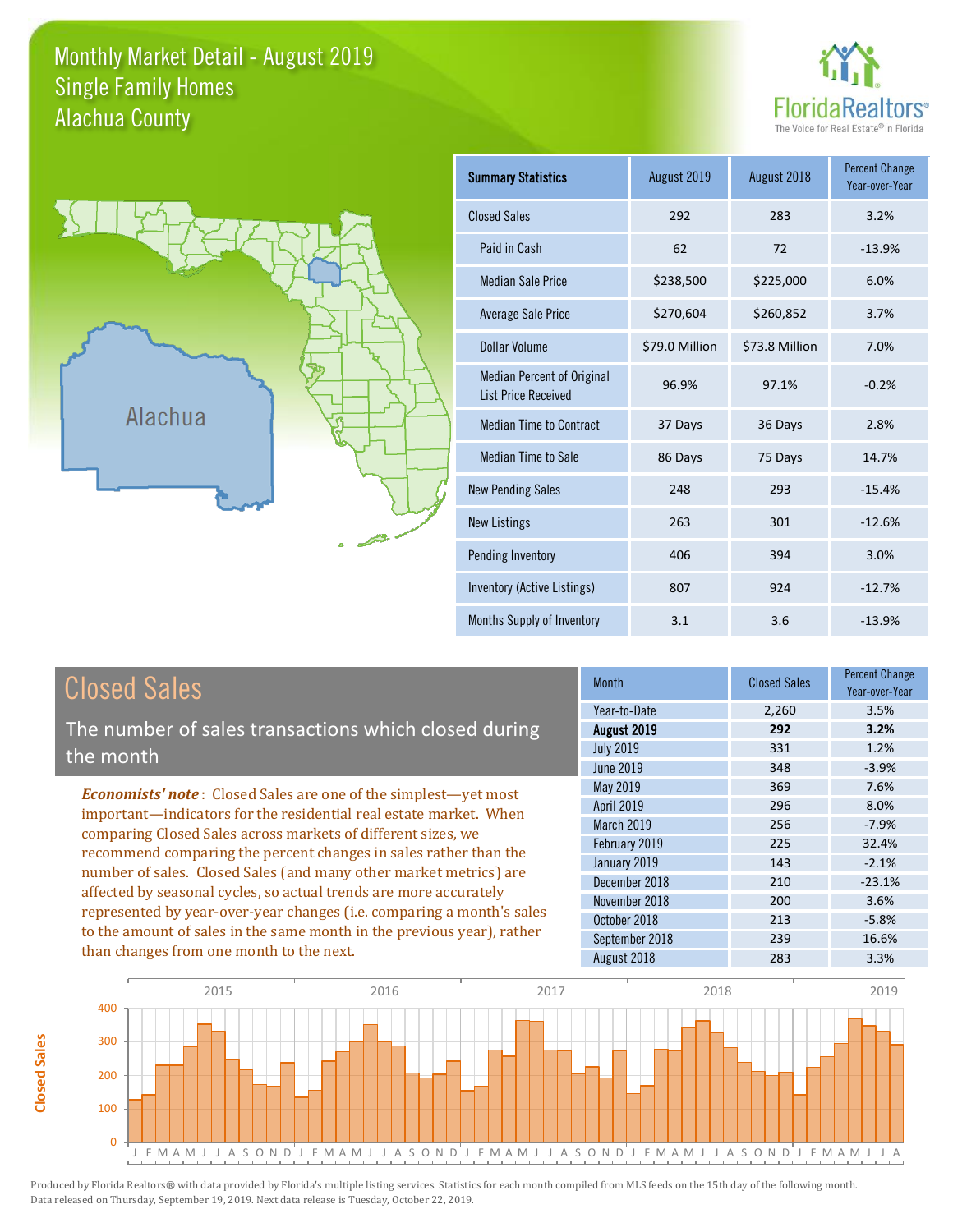# Monthly Market Detail - August 2019
## Single Family Homes
## Alachua County

FloridaRealtors®
The Voice for Real Estate® in Florida

Alachua

| Summary Statistics | August 2019 | August 2018 | Percent Change Year-over-Year |
|---|---|---|---|
| Closed Sales | 292 | 283 | 3.2% |
| Paid in Cash | 62 | 72 | -13.9% |
| Median Sale Price | $238,500 | $225,000 | 6.0% |
| Average Sale Price | $270,604 | $260,852 | 3.7% |
| Dollar Volume | $79.0 Million | $73.8 Million | 7.0% |
| Median Percent of Original List Price Received | 96.9% | 97.1% | -0.2% |
| Median Time to Contract | 37 Days | 36 Days | 2.8% |
| Median Time to Sale | 86 Days | 75 Days | 14.7% |
| New Pending Sales | 248 | 293 | -15.4% |
| New Listings | 263 | 301 | -12.6% |
| Pending Inventory | 406 | 394 | 3.0% |
| Inventory (Active Listings) | 807 | 924 | -12.7% |
| Months Supply of Inventory | 3.1 | 3.6 | -13.9% |

## Closed Sales

The number of sales transactions which closed during the month

***Economists' note***: Closed Sales are one of the simplest—yet most important—indicators for the residential real estate market. When comparing Closed Sales across markets of different sizes, we recommend comparing the percent changes in sales rather than the number of sales. Closed Sales (and many other market metrics) are affected by seasonal cycles, so actual trends are more accurately represented by year-over-year changes (i.e. comparing a month's sales to the amount of sales in the same month in the previous year), rather than changes from one month to the next.

| Month | Closed Sales | Percent Change Year-over-Year |
|---|---|---|
| Year-to-Date | 2,260 | 3.5% |
| **August 2019** | **292** | **3.2%** |
| July 2019 | 331 | 1.2% |
| June 2019 | 348 | -3.9% |
| May 2019 | 369 | 7.6% |
| April 2019 | 296 | 8.0% |
| March 2019 | 256 | -7.9% |
| February 2019 | 225 | 32.4% |
| January 2019 | 143 | -2.1% |
| December 2018 | 210 | -23.1% |
| November 2018 | 200 | 3.6% |
| October 2018 | 213 | -5.8% |
| September 2018 | 239 | 16.6% |
| August 2018 | 283 | 3.3% |

Produced by Florida Realtors® with data provided by Florida's multiple listing services. Statistics for each month compiled from MLS feeds on the 15th day of the following month. Data released on Thursday, September 19, 2019. Next data release is Tuesday, October 22, 2019.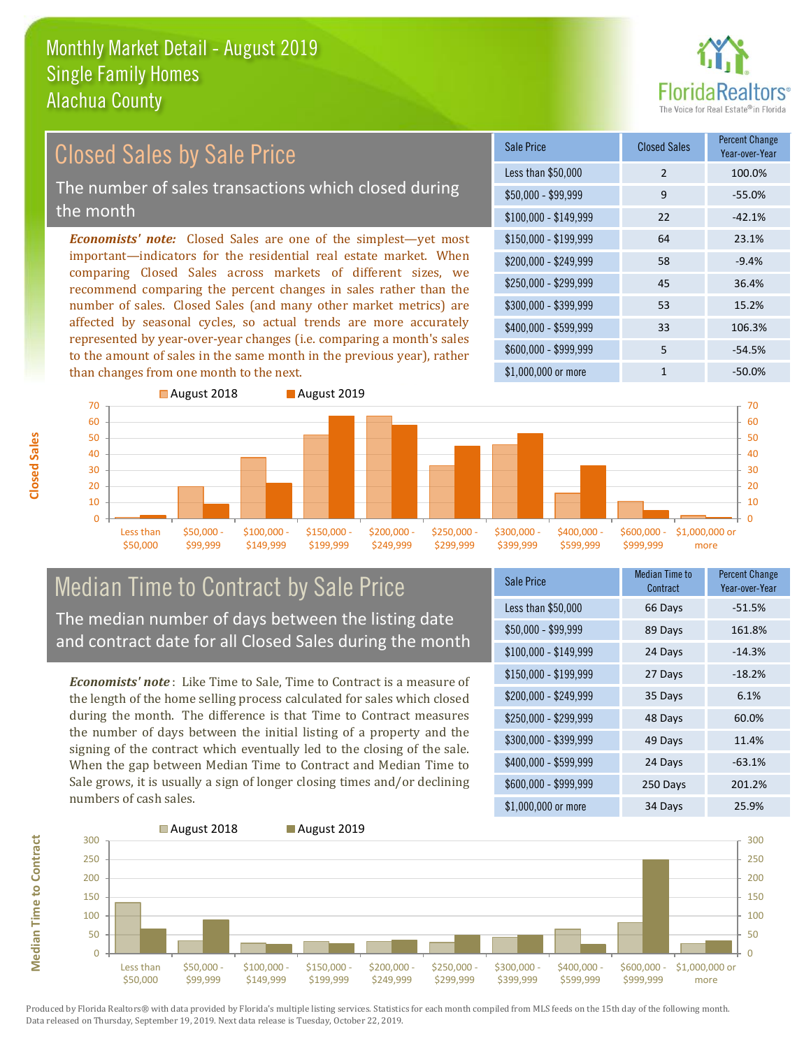# Monthly Market Detail - August 2019
## Single Family Homes
## Alachua County

## Closed Sales by Sale Price

The number of sales transactions which closed during the month

*Economists' note:* Closed Sales are one of the simplest—yet most important—indicators for the residential real estate market. When comparing Closed Sales across markets of different sizes, we recommend comparing the percent changes in sales rather than the number of sales. Closed Sales (and many other market metrics) are affected by seasonal cycles, so actual trends are more accurately represented by year-over-year changes (i.e. comparing a month's sales to the amount of sales in the same month in the previous year), rather than changes from one month to the next.

| Sale Price | Closed Sales | Percent Change Year-over-Year |
|---|---|---|
| Less than $50,000 | 2 | 100.0% |
| $50,000 - $99,999 | 9 | -55.0% |
| $100,000 - $149,999 | 22 | -42.1% |
| $150,000 - $199,999 | 64 | 23.1% |
| $200,000 - $249,999 | 58 | -9.4% |
| $250,000 - $299,999 | 45 | 36.4% |
| $300,000 - $399,999 | 53 | 15.2% |
| $400,000 - $599,999 | 33 | 106.3% |
| $600,000 - $999,999 | 5 | -54.5% |
| $1,000,000 or more | 1 | -50.0% |

## Median Time to Contract by Sale Price

The median number of days between the listing date and contract date for all Closed Sales during the month

*Economists' note*: Like Time to Sale, Time to Contract is a measure of the length of the home selling process calculated for sales which closed during the month. The difference is that Time to Contract measures the number of days between the initial listing of a property and the signing of the contract which eventually led to the closing of the sale. When the gap between Median Time to Contract and Median Time to Sale grows, it is usually a sign of longer closing times and/or declining numbers of cash sales.

| Sale Price | Median Time to Contract | Percent Change Year-over-Year |
|---|---|---|
| Less than $50,000 | 66 Days | -51.5% |
| $50,000 - $99,999 | 89 Days | 161.8% |
| $100,000 - $149,999 | 24 Days | -14.3% |
| $150,000 - $199,999 | 27 Days | -18.2% |
| $200,000 - $249,999 | 35 Days | 6.1% |
| $250,000 - $299,999 | 48 Days | 60.0% |
| $300,000 - $399,999 | 49 Days | 11.4% |
| $400,000 - $599,999 | 24 Days | -63.1% |
| $600,000 - $999,999 | 250 Days | 201.2% |
| $1,000,000 or more | 34 Days | 25.9% |

Produced by Florida Realtors® with data provided by Florida's multiple listing services. Statistics for each month compiled from MLS feeds on the 15th day of the following month. Data released on Thursday, September 19, 2019. Next data release is Tuesday, October 22, 2019.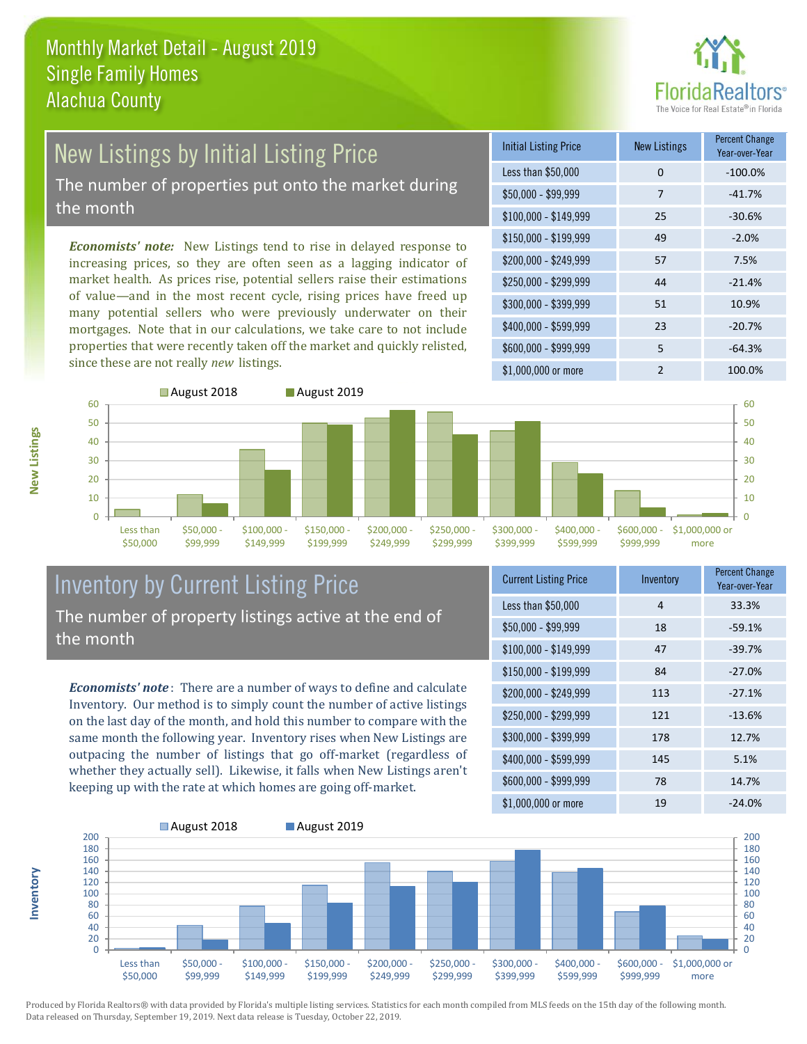# Monthly Market Detail - August 2019
## Single Family Homes
## Alachua County

## New Listings by Initial Listing Price

The number of properties put onto the market during the month

*Economists' note:* New Listings tend to rise in delayed response to increasing prices, so they are often seen as a lagging indicator of market health. As prices rise, potential sellers raise their estimations of value—and in the most recent cycle, rising prices have freed up many potential sellers who were previously underwater on their mortgages. Note that in our calculations, we take care to not include properties that were recently taken off the market and quickly relisted, since these are not really *new* listings.

| Initial Listing Price | New Listings | Percent Change Year-over-Year |
|---|---|---|
| Less than $50,000 | 0 | -100.0% |
| $50,000 - $99,999 | 7 | -41.7% |
| $100,000 - $149,999 | 25 | -30.6% |
| $150,000 - $199,999 | 49 | -2.0% |
| $200,000 - $249,999 | 57 | 7.5% |
| $250,000 - $299,999 | 44 | -21.4% |
| $300,000 - $399,999 | 51 | 10.9% |
| $400,000 - $599,999 | 23 | -20.7% |
| $600,000 - $999,999 | 5 | -64.3% |
| $1,000,000 or more | 2 | 100.0% |

## Inventory by Current Listing Price

The number of property listings active at the end of the month

*Economists' note*: There are a number of ways to define and calculate Inventory. Our method is to simply count the number of active listings on the last day of the month, and hold this number to compare with the same month the following year. Inventory rises when New Listings are outpacing the number of listings that go off-market (regardless of whether they actually sell). Likewise, it falls when New Listings aren't keeping up with the rate at which homes are going off-market.

| Current Listing Price | Inventory | Percent Change Year-over-Year |
|---|---|---|
| Less than $50,000 | 4 | 33.3% |
| $50,000 - $99,999 | 18 | -59.1% |
| $100,000 - $149,999 | 47 | -39.7% |
| $150,000 - $199,999 | 84 | -27.0% |
| $200,000 - $249,999 | 113 | -27.1% |
| $250,000 - $299,999 | 121 | -13.6% |
| $300,000 - $399,999 | 178 | 12.7% |
| $400,000 - $599,999 | 145 | 5.1% |
| $600,000 - $999,999 | 78 | 14.7% |
| $1,000,000 or more | 19 | -24.0% |

Produced by Florida Realtors® with data provided by Florida's multiple listing services. Statistics for each month compiled from MLS feeds on the 15th day of the following month. Data released on Thursday, September 19, 2019. Next data release is Tuesday, October 22, 2019.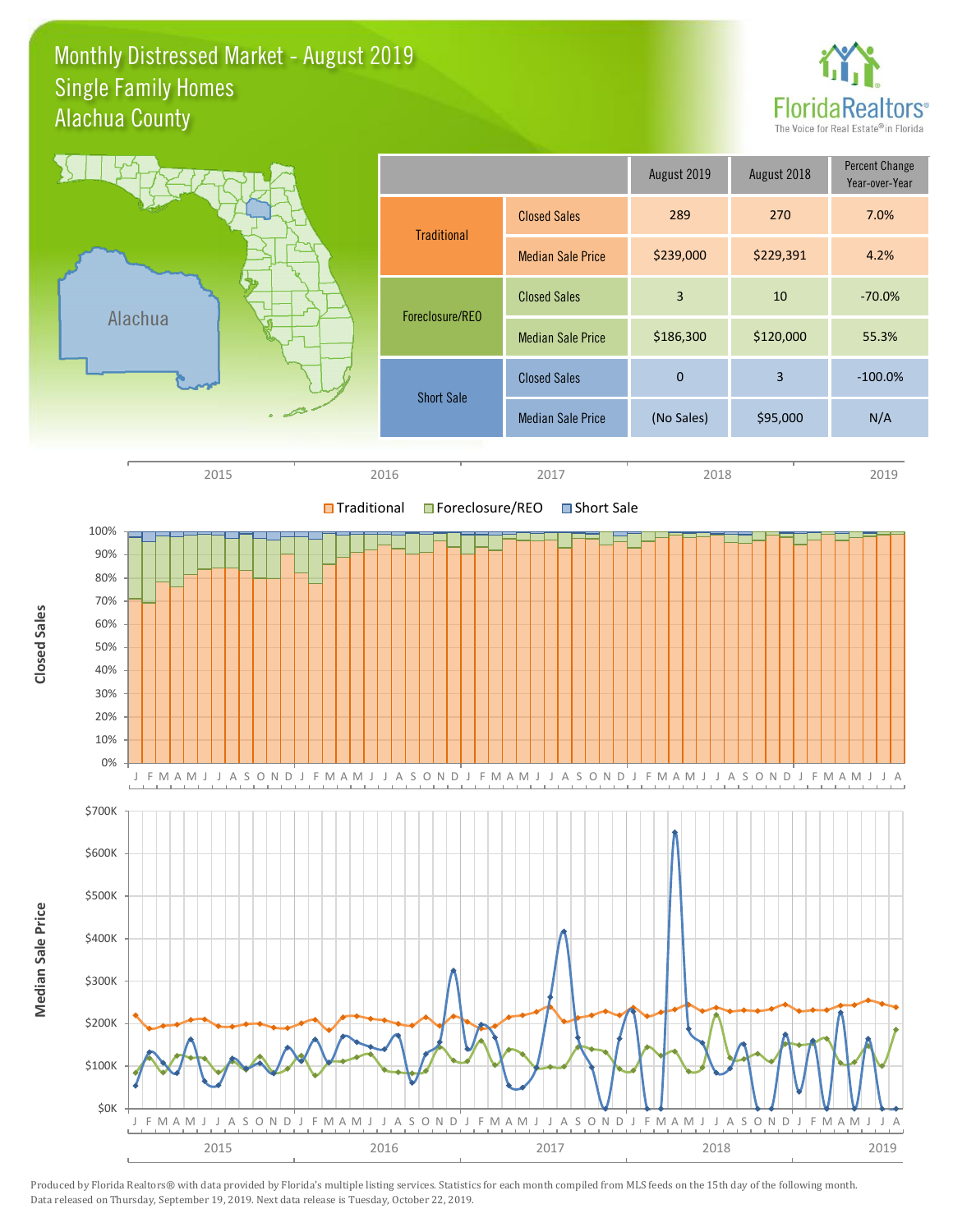# Monthly Distressed Market - August 2019
## Single Family Homes
## Alachua County

| | | August 2019 | August 2018 | Percent Change Year-over-Year |
|---|---|---|---|---|
| Traditional | Closed Sales | 289 | 270 | 7.0% |
| | Median Sale Price | $239,000 | $229,391 | 4.2% |
| Foreclosure/REO | Closed Sales | 3 | 10 | -70.0% |
| | Median Sale Price | $186,300 | $120,000 | 55.3% |
| Short Sale | Closed Sales | 0 | 3 | -100.0% |
| | Median Sale Price | (No Sales) | $95,000 | N/A |

Produced by Florida Realtors® with data provided by Florida's multiple listing services. Statistics for each month compiled from MLS feeds on the 15th day of the following month. Data released on Thursday, September 19, 2019. Next data release is Tuesday, October 22, 2019.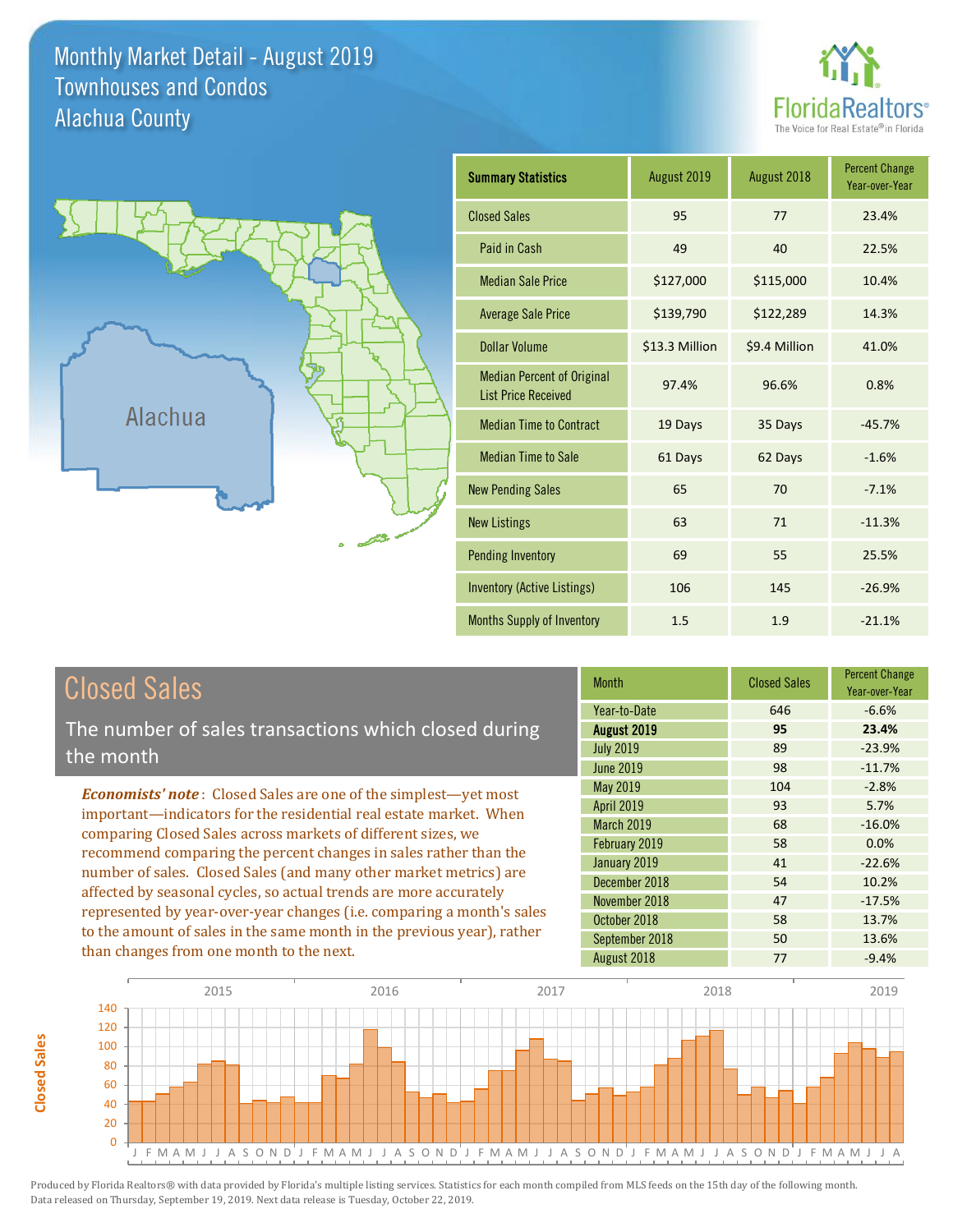# Monthly Market Detail - August 2019
## Townhouses and Condos
## Alachua County

FloridaRealtors® The Voice for Real Estate® in Florida

Alachua

| Summary Statistics | August 2019 | August 2018 | Percent Change Year-over-Year |
|---|---|---|---|
| Closed Sales | 95 | 77 | 23.4% |
| Paid in Cash | 49 | 40 | 22.5% |
| Median Sale Price | $127,000 | $115,000 | 10.4% |
| Average Sale Price | $139,790 | $122,289 | 14.3% |
| Dollar Volume | $13.3 Million | $9.4 Million | 41.0% |
| Median Percent of Original List Price Received | 97.4% | 96.6% | 0.8% |
| Median Time to Contract | 19 Days | 35 Days | -45.7% |
| Median Time to Sale | 61 Days | 62 Days | -1.6% |
| New Pending Sales | 65 | 70 | -7.1% |
| New Listings | 63 | 71 | -11.3% |
| Pending Inventory | 69 | 55 | 25.5% |
| Inventory (Active Listings) | 106 | 145 | -26.9% |
| Months Supply of Inventory | 1.5 | 1.9 | -21.1% |

## Closed Sales

The number of sales transactions which closed during the month

*Economists' note*: Closed Sales are one of the simplest—yet most important—indicators for the residential real estate market. When comparing Closed Sales across markets of different sizes, we recommend comparing the percent changes in sales rather than the number of sales. Closed Sales (and many other market metrics) are affected by seasonal cycles, so actual trends are more accurately represented by year-over-year changes (i.e. comparing a month's sales to the amount of sales in the same month in the previous year), rather than changes from one month to the next.

| Month | Closed Sales | Percent Change Year-over-Year |
|---|---|---|
| Year-to-Date | 646 | -6.6% |
| **August 2019** | **95** | **23.4%** |
| July 2019 | 89 | -23.9% |
| June 2019 | 98 | -11.7% |
| May 2019 | 104 | -2.8% |
| April 2019 | 93 | 5.7% |
| March 2019 | 68 | -16.0% |
| February 2019 | 58 | 0.0% |
| January 2019 | 41 | -22.6% |
| December 2018 | 54 | 10.2% |
| November 2018 | 47 | -17.5% |
| October 2018 | 58 | 13.7% |
| September 2018 | 50 | 13.6% |
| August 2018 | 77 | -9.4% |

Produced by Florida Realtors® with data provided by Florida's multiple listing services. Statistics for each month compiled from MLS feeds on the 15th day of the following month. Data released on Thursday, September 19, 2019. Next data release is Tuesday, October 22, 2019.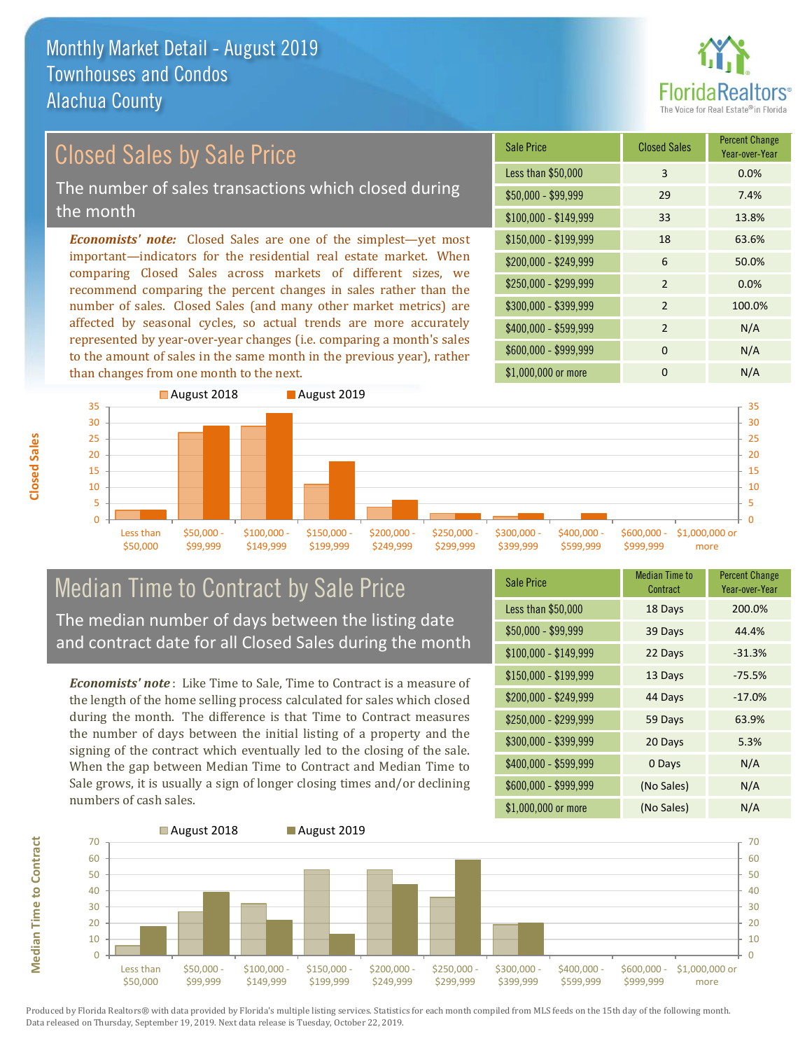# Monthly Market Detail - August 2019
## Townhouses and Condos
## Alachua County

## Closed Sales by Sale Price

The number of sales transactions which closed during the month

***Economists' note:*** Closed Sales are one of the simplest—yet most important—indicators for the residential real estate market. When comparing Closed Sales across markets of different sizes, we recommend comparing the percent changes in sales rather than the number of sales. Closed Sales (and many other market metrics) are affected by seasonal cycles, so actual trends are more accurately represented by year-over-year changes (i.e. comparing a month's sales to the amount of sales in the same month in the previous year), rather than changes from one month to the next.

| Sale Price | Closed Sales | Percent Change Year-over-Year |
|---|---|---|
| Less than $50,000 | 3 | 0.0% |
| $50,000 - $99,999 | 29 | 7.4% |
| $100,000 - $149,999 | 33 | 13.8% |
| $150,000 - $199,999 | 18 | 63.6% |
| $200,000 - $249,999 | 6 | 50.0% |
| $250,000 - $299,999 | 2 | 0.0% |
| $300,000 - $399,999 | 2 | 100.0% |
| $400,000 - $599,999 | 2 | N/A |
| $600,000 - $999,999 | 0 | N/A |
| $1,000,000 or more | 0 | N/A |

## Median Time to Contract by Sale Price

The median number of days between the listing date and contract date for all Closed Sales during the month

***Economists' note***: Like Time to Sale, Time to Contract is a measure of the length of the home selling process calculated for sales which closed during the month. The difference is that Time to Contract measures the number of days between the initial listing of a property and the signing of the contract which eventually led to the closing of the sale. When the gap between Median Time to Contract and Median Time to Sale grows, it is usually a sign of longer closing times and/or declining numbers of cash sales.

| Sale Price | Median Time to Contract | Percent Change Year-over-Year |
|---|---|---|
| Less than $50,000 | 18 Days | 200.0% |
| $50,000 - $99,999 | 39 Days | 44.4% |
| $100,000 - $149,999 | 22 Days | -31.3% |
| $150,000 - $199,999 | 13 Days | -75.5% |
| $200,000 - $249,999 | 44 Days | -17.0% |
| $250,000 - $299,999 | 59 Days | 63.9% |
| $300,000 - $399,999 | 20 Days | 5.3% |
| $400,000 - $599,999 | 0 Days | N/A |
| $600,000 - $999,999 | (No Sales) | N/A |
| $1,000,000 or more | (No Sales) | N/A |

Produced by Florida Realtors® with data provided by Florida's multiple listing services. Statistics for each month compiled from MLS feeds on the 15th day of the following month. Data released on Thursday, September 19, 2019. Next data release is Tuesday, October 22, 2019.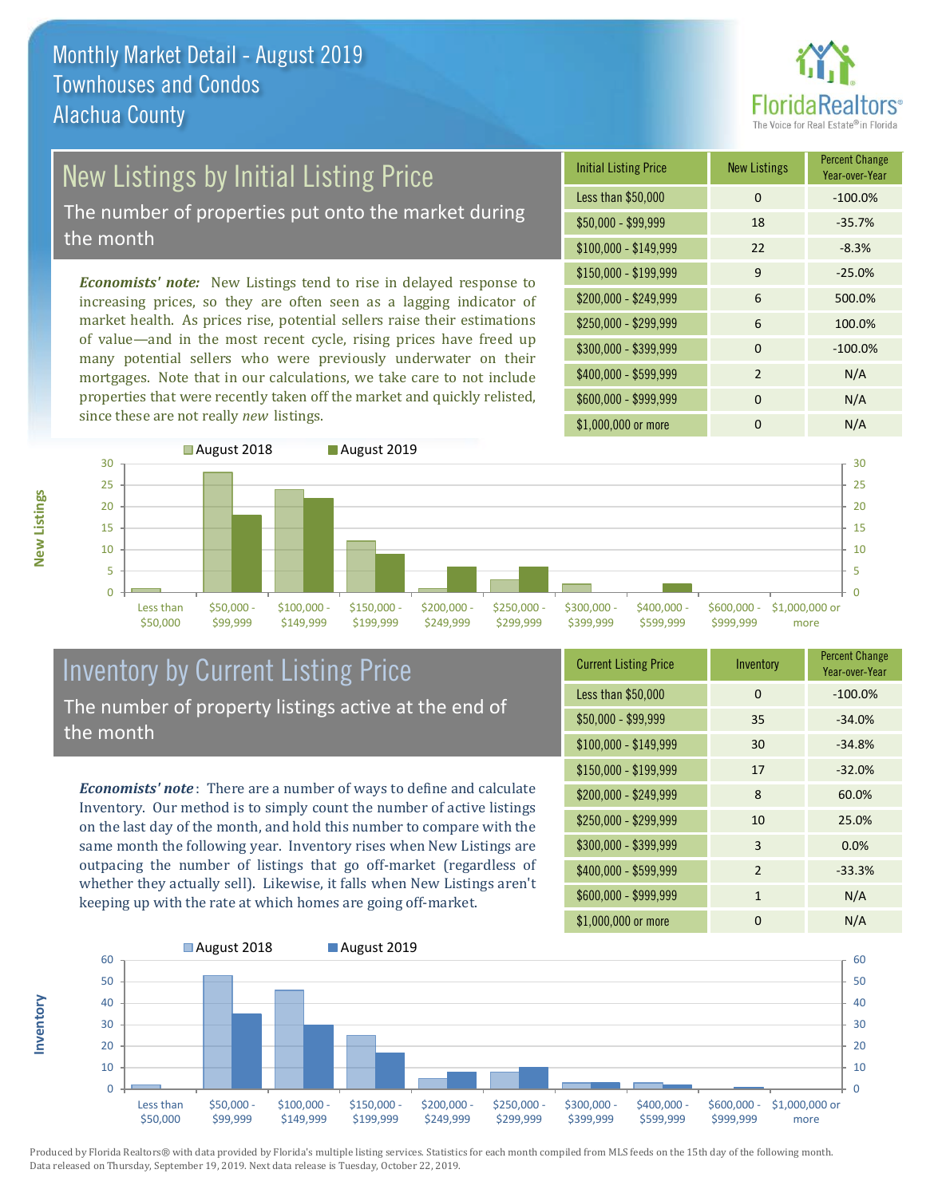# Monthly Market Detail - August 2019
## Townhouses and Condos
## Alachua County

## New Listings by Initial Listing Price

The number of properties put onto the market during the month

***Economists' note:*** New Listings tend to rise in delayed response to increasing prices, so they are often seen as a lagging indicator of market health. As prices rise, potential sellers raise their estimations of value—and in the most recent cycle, rising prices have freed up many potential sellers who were previously underwater on their mortgages. Note that in our calculations, we take care to not include properties that were recently taken off the market and quickly relisted, since these are not really *new* listings.

| Initial Listing Price | New Listings | Percent Change Year-over-Year |
|---|---|---|
| Less than $50,000 | 0 | -100.0% |
| $50,000 - $99,999 | 18 | -35.7% |
| $100,000 - $149,999 | 22 | -8.3% |
| $150,000 - $199,999 | 9 | -25.0% |
| $200,000 - $249,999 | 6 | 500.0% |
| $250,000 - $299,999 | 6 | 100.0% |
| $300,000 - $399,999 | 0 | -100.0% |
| $400,000 - $599,999 | 2 | N/A |
| $600,000 - $999,999 | 0 | N/A |
| $1,000,000 or more | 0 | N/A |

## Inventory by Current Listing Price

The number of property listings active at the end of the month

***Economists' note*:** There are a number of ways to define and calculate Inventory. Our method is to simply count the number of active listings on the last day of the month, and hold this number to compare with the same month the following year. Inventory rises when New Listings are outpacing the number of listings that go off-market (regardless of whether they actually sell). Likewise, it falls when New Listings aren't keeping up with the rate at which homes are going off-market.

| Current Listing Price | Inventory | Percent Change Year-over-Year |
|---|---|---|
| Less than $50,000 | 0 | -100.0% |
| $50,000 - $99,999 | 35 | -34.0% |
| $100,000 - $149,999 | 30 | -34.8% |
| $150,000 - $199,999 | 17 | -32.0% |
| $200,000 - $249,999 | 8 | 60.0% |
| $250,000 - $299,999 | 10 | 25.0% |
| $300,000 - $399,999 | 3 | 0.0% |
| $400,000 - $599,999 | 2 | -33.3% |
| $600,000 - $999,999 | 1 | N/A |
| $1,000,000 or more | 0 | N/A |

Produced by Florida Realtors® with data provided by Florida's multiple listing services. Statistics for each month compiled from MLS feeds on the 15th day of the following month. Data released on Thursday, September 19, 2019. Next data release is Tuesday, October 22, 2019.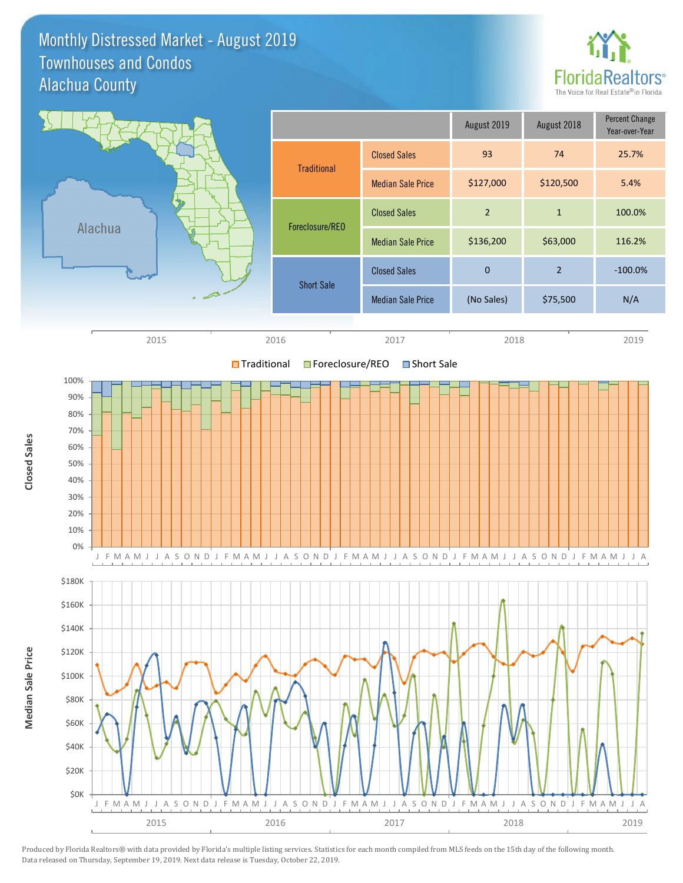# Monthly Distressed Market - August 2019
## Townhouses and Condos
## Alachua County

| | | August 2019 | August 2018 | Percent Change Year-over-Year |
|---|---|---|---|---|
| Traditional | Closed Sales | 93 | 74 | 25.7% |
| | Median Sale Price | $127,000 | $120,500 | 5.4% |
| Foreclosure/REO | Closed Sales | 2 | 1 | 100.0% |
| | Median Sale Price | $136,200 | $63,000 | 116.2% |
| Short Sale | Closed Sales | 0 | 2 | -100.0% |
| | Median Sale Price | (No Sales) | $75,500 | N/A |

Produced by Florida Realtors® with data provided by Florida's multiple listing services. Statistics for each month compiled from MLS feeds on the 15th day of the following month. Data released on Thursday, September 19, 2019. Next data release is Tuesday, October 22, 2019.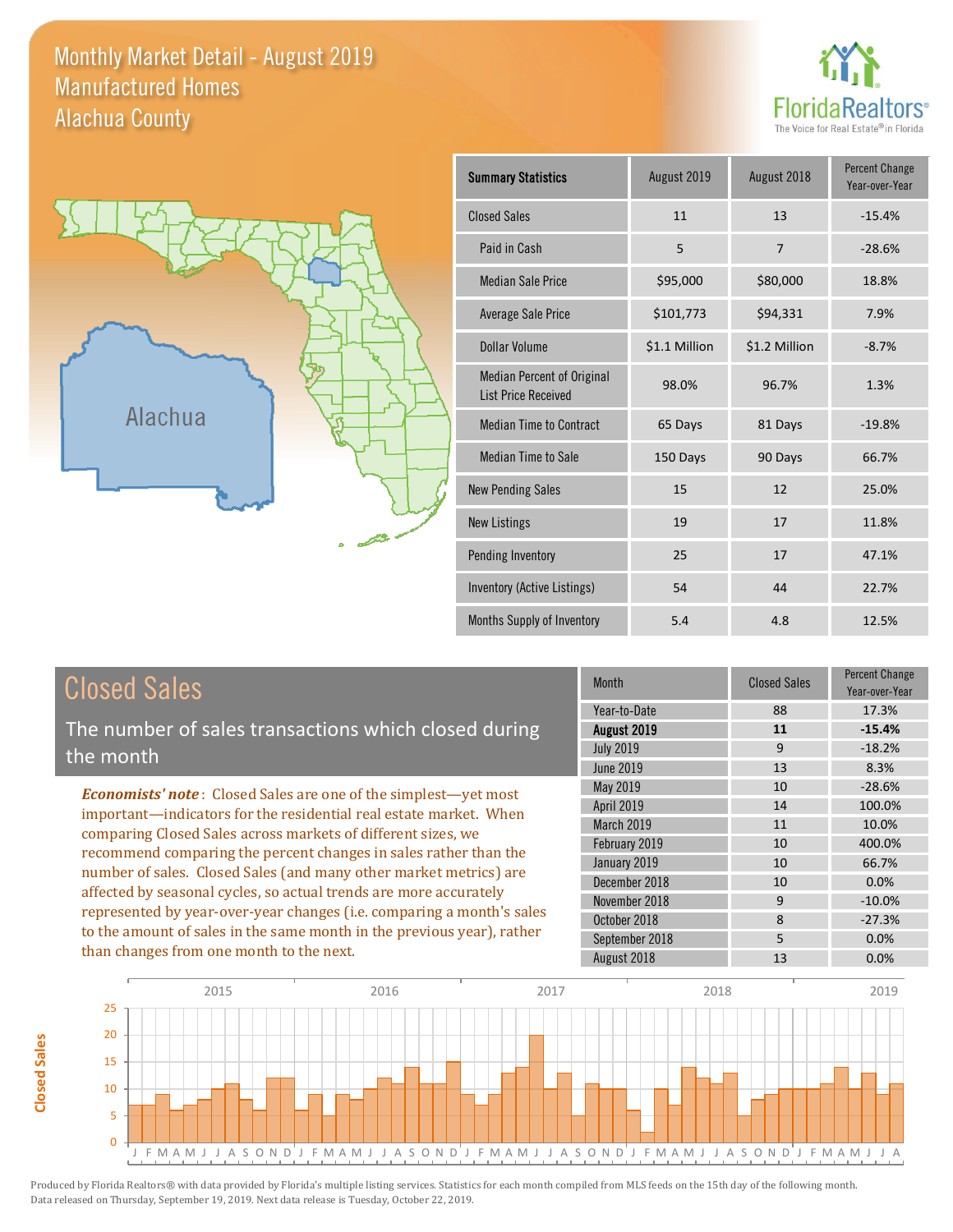# Monthly Market Detail - August 2019
## Manufactured Homes
## Alachua County

| Summary Statistics | August 2019 | August 2018 | Percent Change Year-over-Year |
|---|---|---|---|
| Closed Sales | 11 | 13 | -15.4% |
| Paid in Cash | 5 | 7 | -28.6% |
| Median Sale Price | $95,000 | $80,000 | 18.8% |
| Average Sale Price | $101,773 | $94,331 | 7.9% |
| Dollar Volume | $1.1 Million | $1.2 Million | -8.7% |
| Median Percent of Original List Price Received | 98.0% | 96.7% | 1.3% |
| Median Time to Contract | 65 Days | 81 Days | -19.8% |
| Median Time to Sale | 150 Days | 90 Days | 66.7% |
| New Pending Sales | 15 | 12 | 25.0% |
| New Listings | 19 | 17 | 11.8% |
| Pending Inventory | 25 | 17 | 47.1% |
| Inventory (Active Listings) | 54 | 44 | 22.7% |
| Months Supply of Inventory | 5.4 | 4.8 | 12.5% |

## Closed Sales

The number of sales transactions which closed during the month

*Economists' note*: Closed Sales are one of the simplest—yet most important—indicators for the residential real estate market. When comparing Closed Sales across markets of different sizes, we recommend comparing the percent changes in sales rather than the number of sales. Closed Sales (and many other market metrics) are affected by seasonal cycles, so actual trends are more accurately represented by year-over-year changes (i.e. comparing a month's sales to the amount of sales in the same month in the previous year), rather than changes from one month to the next.

| Month | Closed Sales | Percent Change Year-over-Year |
|---|---|---|
| Year-to-Date | 88 | 17.3% |
| **August 2019** | **11** | **-15.4%** |
| July 2019 | 9 | -18.2% |
| June 2019 | 13 | 8.3% |
| May 2019 | 10 | -28.6% |
| April 2019 | 14 | 100.0% |
| March 2019 | 11 | 10.0% |
| February 2019 | 10 | 400.0% |
| January 2019 | 10 | 66.7% |
| December 2018 | 10 | 0.0% |
| November 2018 | 9 | -10.0% |
| October 2018 | 8 | -27.3% |
| September 2018 | 5 | 0.0% |
| August 2018 | 13 | 0.0% |

Produced by Florida Realtors® with data provided by Florida's multiple listing services. Statistics for each month compiled from MLS feeds on the 15th day of the following month. Data released on Thursday, September 19, 2019. Next data release is Tuesday, October 22, 2019.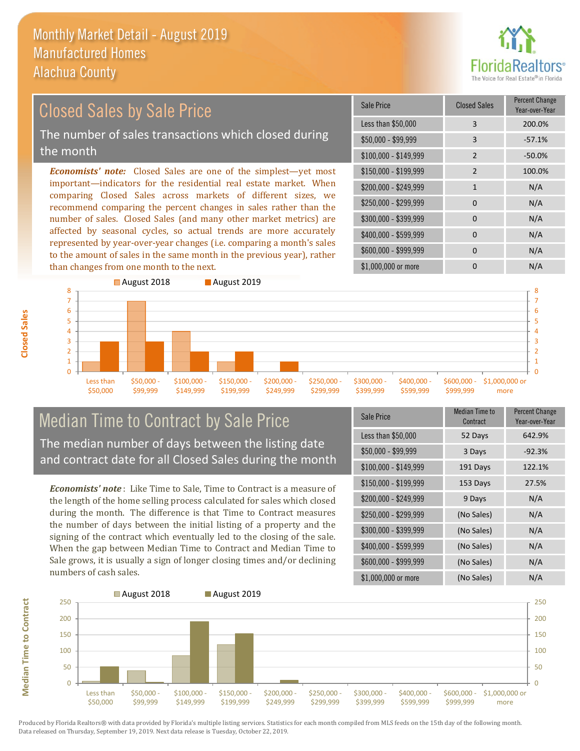# Monthly Market Detail - August 2019
## Manufactured Homes
## Alachua County

FloridaRealtors® The Voice for Real Estate® in Florida

## Closed Sales by Sale Price

The number of sales transactions which closed during the month

***Economists' note:*** Closed Sales are one of the simplest—yet most important—indicators for the residential real estate market. When comparing Closed Sales across markets of different sizes, we recommend comparing the percent changes in sales rather than the number of sales. Closed Sales (and many other market metrics) are affected by seasonal cycles, so actual trends are more accurately represented by year-over-year changes (i.e. comparing a month's sales to the amount of sales in the same month in the previous year), rather than changes from one month to the next.

| Sale Price | Closed Sales | Percent Change Year-over-Year |
|---|---|---|
| Less than $50,000 | 3 | 200.0% |
| $50,000 - $99,999 | 3 | -57.1% |
| $100,000 - $149,999 | 2 | -50.0% |
| $150,000 - $199,999 | 2 | 100.0% |
| $200,000 - $249,999 | 1 | N/A |
| $250,000 - $299,999 | 0 | N/A |
| $300,000 - $399,999 | 0 | N/A |
| $400,000 - $599,999 | 0 | N/A |
| $600,000 - $999,999 | 0 | N/A |
| $1,000,000 or more | 0 | N/A |

## Median Time to Contract by Sale Price

The median number of days between the listing date and contract date for all Closed Sales during the month

***Economists' note***: Like Time to Sale, Time to Contract is a measure of the length of the home selling process calculated for sales which closed during the month. The difference is that Time to Contract measures the number of days between the initial listing of a property and the signing of the contract which eventually led to the closing of the sale. When the gap between Median Time to Contract and Median Time to Sale grows, it is usually a sign of longer closing times and/or declining numbers of cash sales.

| Sale Price | Median Time to Contract | Percent Change Year-over-Year |
|---|---|---|
| Less than $50,000 | 52 Days | 642.9% |
| $50,000 - $99,999 | 3 Days | -92.3% |
| $100,000 - $149,999 | 191 Days | 122.1% |
| $150,000 - $199,999 | 153 Days | 27.5% |
| $200,000 - $249,999 | 9 Days | N/A |
| $250,000 - $299,999 | (No Sales) | N/A |
| $300,000 - $399,999 | (No Sales) | N/A |
| $400,000 - $599,999 | (No Sales) | N/A |
| $600,000 - $999,999 | (No Sales) | N/A |
| $1,000,000 or more | (No Sales) | N/A |

Produced by Florida Realtors® with data provided by Florida's multiple listing services. Statistics for each month compiled from MLS feeds on the 15th day of the following month. Data released on Thursday, September 19, 2019. Next data release is Tuesday, October 22, 2019.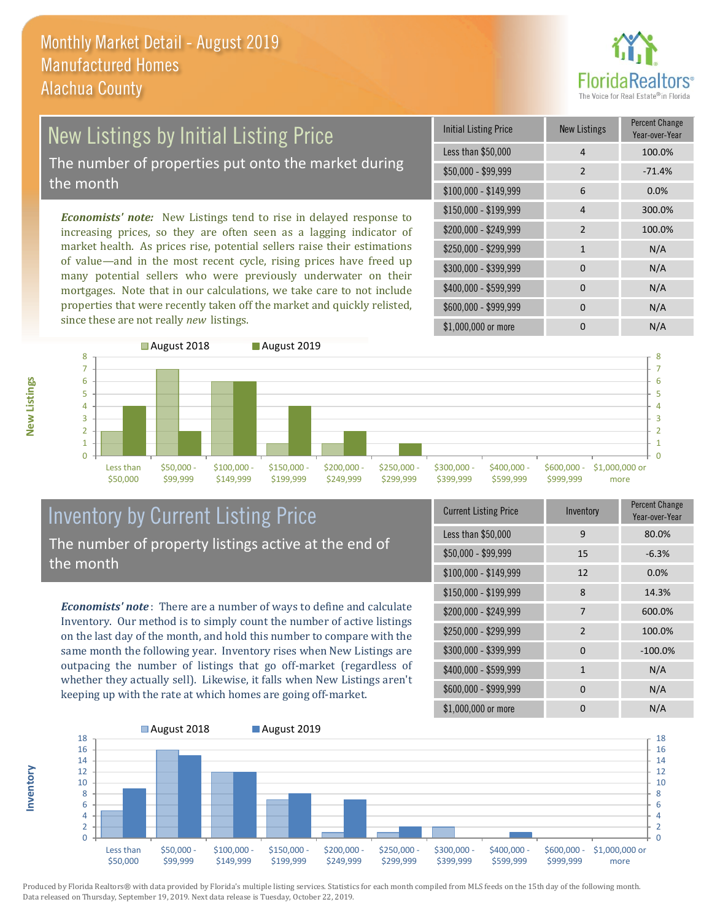# Monthly Market Detail - August 2019
## Manufactured Homes
## Alachua County

## New Listings by Initial Listing Price

The number of properties put onto the market during the month

*Economists' note:* New Listings tend to rise in delayed response to increasing prices, so they are often seen as a lagging indicator of market health. As prices rise, potential sellers raise their estimations of value—and in the most recent cycle, rising prices have freed up many potential sellers who were previously underwater on their mortgages. Note that in our calculations, we take care to not include properties that were recently taken off the market and quickly relisted, since these are not really *new* listings.

| Initial Listing Price | New Listings | Percent Change Year-over-Year |
|---|---|---|
| Less than $50,000 | 4 | 100.0% |
| $50,000 - $99,999 | 2 | -71.4% |
| $100,000 - $149,999 | 6 | 0.0% |
| $150,000 - $199,999 | 4 | 300.0% |
| $200,000 - $249,999 | 2 | 100.0% |
| $250,000 - $299,999 | 1 | N/A |
| $300,000 - $399,999 | 0 | N/A |
| $400,000 - $599,999 | 0 | N/A |
| $600,000 - $999,999 | 0 | N/A |
| $1,000,000 or more | 0 | N/A |

| New Listings | August 2018 | August 2019 |
|---|---|---|
| Less than $50,000 | 2 | 4 |
| $50,000 - $99,999 | 7 | 2 |
| $100,000 - $149,999 | 6 | 6 |
| $150,000 - $199,999 | 1 | 4 |
| $200,000 - $249,999 | 1 | 2 |
| $250,000 - $299,999 | 0 | 1 |
| $300,000 - $399,999 | 0 | 0 |
| $400,000 - $599,999 | 0 | 0 |
| $600,000 - $999,999 | 0 | 0 |
| $1,000,000 or more | 0 | 0 |

## Inventory by Current Listing Price

The number of property listings active at the end of the month

*Economists' note*: There are a number of ways to define and calculate Inventory. Our method is to simply count the number of active listings on the last day of the month, and hold this number to compare with the same month the following year. Inventory rises when New Listings are outpacing the number of listings that go off-market (regardless of whether they actually sell). Likewise, it falls when New Listings aren't keeping up with the rate at which homes are going off-market.

| Current Listing Price | Inventory | Percent Change Year-over-Year |
|---|---|---|
| Less than $50,000 | 9 | 80.0% |
| $50,000 - $99,999 | 15 | -6.3% |
| $100,000 - $149,999 | 12 | 0.0% |
| $150,000 - $199,999 | 8 | 14.3% |
| $200,000 - $249,999 | 7 | 600.0% |
| $250,000 - $299,999 | 2 | 100.0% |
| $300,000 - $399,999 | 0 | -100.0% |
| $400,000 - $599,999 | 1 | N/A |
| $600,000 - $999,999 | 0 | N/A |
| $1,000,000 or more | 0 | N/A |

| Inventory | August 2018 | August 2019 |
|---|---|---|
| Less than $50,000 | 5 | 9 |
| $50,000 - $99,999 | 16 | 15 |
| $100,000 - $149,999 | 12 | 12 |
| $150,000 - $199,999 | 7 | 8 |
| $200,000 - $249,999 | 1 | 7 |
| $250,000 - $299,999 | 1 | 2 |
| $300,000 - $399,999 | 2 | 0 |
| $400,000 - $599,999 | 0 | 1 |
| $600,000 - $999,999 | 0 | 0 |
| $1,000,000 or more | 0 | 0 |

Produced by Florida Realtors® with data provided by Florida's multiple listing services. Statistics for each month compiled from MLS feeds on the 15th day of the following month. Data released on Thursday, September 19, 2019. Next data release is Tuesday, October 22, 2019.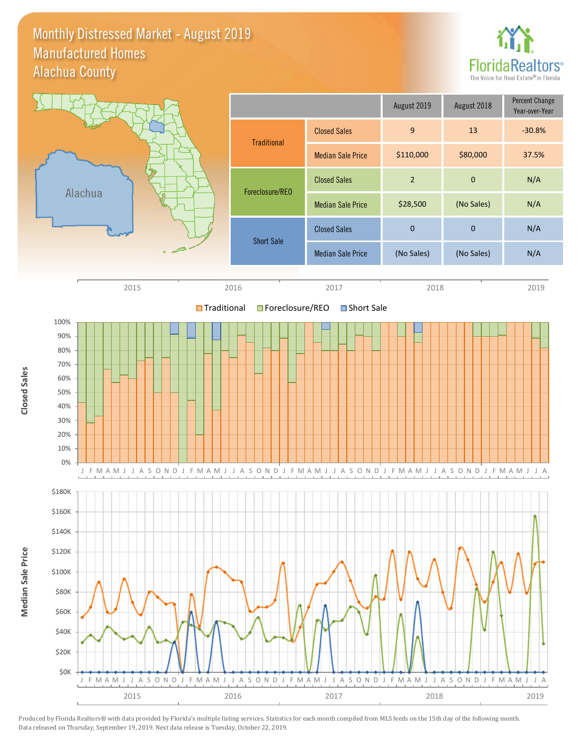# Monthly Distressed Market - August 2019
## Manufactured Homes
## Alachua County

FloridaRealtors®
The Voice for Real Estate® in Florida

Alachua

| | | August 2019 | August 2018 | Percent Change Year-over-Year |
|---|---|---|---|---|
| Traditional | Closed Sales | 9 | 13 | -30.8% |
| | Median Sale Price | $110,000 | $80,000 | 37.5% |
| Foreclosure/REO | Closed Sales | 2 | 0 | N/A |
| | Median Sale Price | $28,500 | (No Sales) | N/A |
| Short Sale | Closed Sales | 0 | 0 | N/A |
| | Median Sale Price | (No Sales) | (No Sales) | N/A |

2015 2016 2017 2018 2019

Traditional Foreclosure/REO Short Sale

Closed Sales

100% 90% 80% 70% 60% 50% 40% 30% 20% 10% 0%

J F M A M J J A S O N D J F M A M J J A S O N D J F M A M J J A S O N D J F M A M J J A S O N D J F M A M J J A

Median Sale Price

$180K $160K $140K $120K $100K $80K $60K $40K $20K $0K

J F M A M J J A S O N D J F M A M J J A S O N D J F M A M J J A S O N D J F M A M J J A S O N D J F M A M J J A

2015 2016 2017 2018 2019

Produced by Florida Realtors® with data provided by Florida's multiple listing services. Statistics for each month compiled from MLS feeds on the 15th day of the following month. Data released on Thursday, September 19, 2019. Next data release is Tuesday, October 22, 2019.